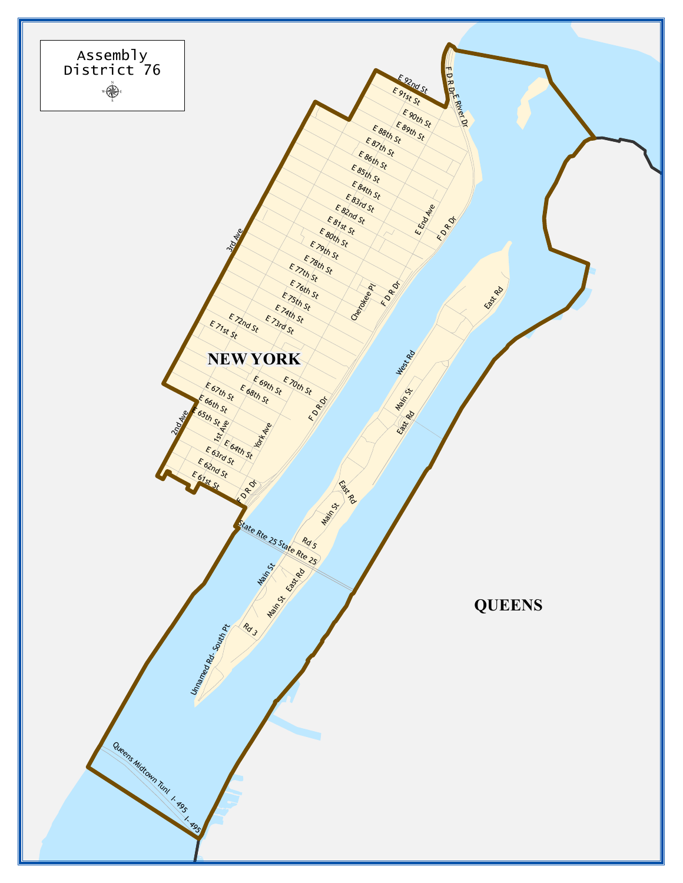Assembly District 76

NEW YORK

QUEENS

E 92nd St
E 91st St
E 90th St
E 89th St
E 88th St
E 87th St
E 86th St
E 85th St
E 84th St
E 83rd St
E 82nd St
E 81st St
E 80th St
E 79th St
E 78th St
E 77th St
E 76th St
E 75th St
E 74th St
E 73rd St
E 72nd St
E 71st St
E 70th St
E 69th St
E 68th St
E 67th St
E 66th St
E 65th St
E 64th St
E 63rd St
E 62nd St
E 61st St
3rd Ave
2nd Ave
1st Ave
York Ave
E End Ave
Cherokee Pl
F D R Dr
F D R Dr- E River Dr
West Rd
East Rd
Main St
Rd 5
Rd 3
State Rte 25 State Rte 25
Unnamed Rd- South Pt
Queens Midtown Tunl
I- 495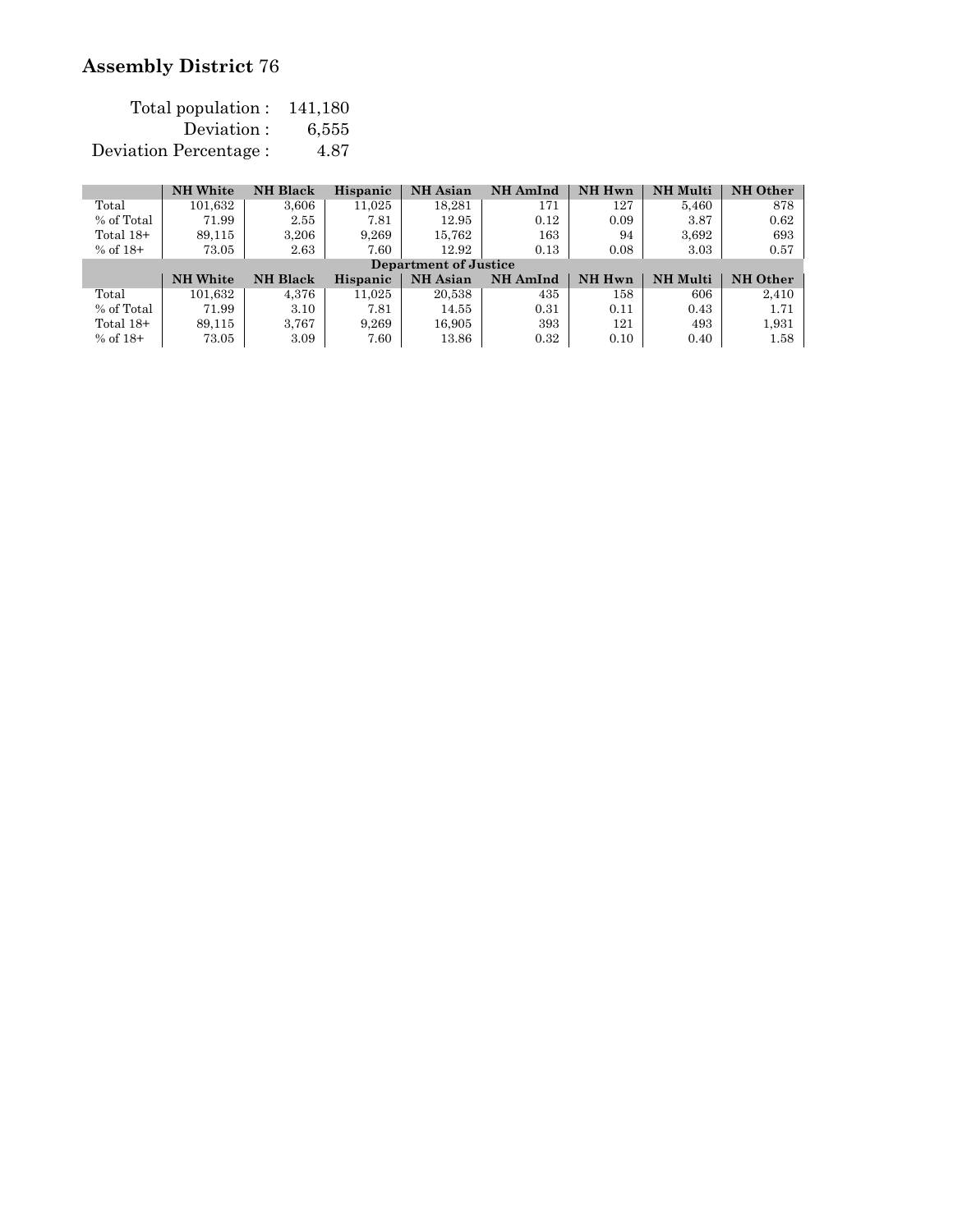## **Assembly District** 76

Total population : 141,180
Deviation : 6,555
Deviation Percentage : 4.87

| | NH White | NH Black | Hispanic | NH Asian | NH AmInd | NH Hwn | NH Multi | NH Other |
|---|---|---|---|---|---|---|---|---|
| Total | 101,632 | 3,606 | 11,025 | 18,281 | 171 | 127 | 5,460 | 878 |
| % of Total | 71.99 | 2.55 | 7.81 | 12.95 | 0.12 | 0.09 | 3.87 | 0.62 |
| Total 18+ | 89,115 | 3,206 | 9,269 | 15,762 | 163 | 94 | 3,692 | 693 |
| % of 18+ | 73.05 | 2.63 | 7.60 | 12.92 | 0.13 | 0.08 | 3.03 | 0.57 |
| **Department of Justice** | | | | | | | | |
| | **NH White** | **NH Black** | **Hispanic** | **NH Asian** | **NH AmInd** | **NH Hwn** | **NH Multi** | **NH Other** |
| Total | 101,632 | 4,376 | 11,025 | 20,538 | 435 | 158 | 606 | 2,410 |
| % of Total | 71.99 | 3.10 | 7.81 | 14.55 | 0.31 | 0.11 | 0.43 | 1.71 |
| Total 18+ | 89,115 | 3,767 | 9,269 | 16,905 | 393 | 121 | 493 | 1,931 |
| % of 18+ | 73.05 | 3.09 | 7.60 | 13.86 | 0.32 | 0.10 | 0.40 | 1.58 |